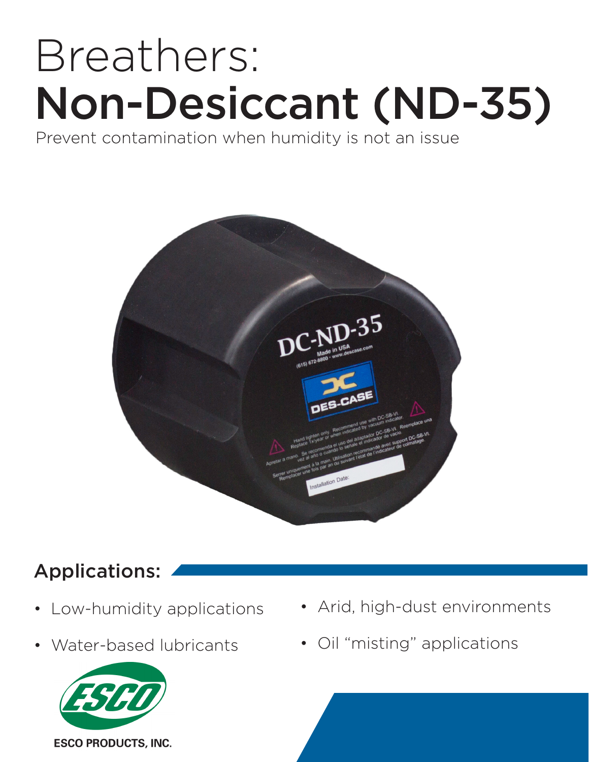# Breathers: Non-Desiccant (ND-35)

Prevent contamination when humidity is not an issue

## Applications:

- Low-humidity applications
- Water-based lubricants
- Arid, high-dust environments
- Oil "misting" applications

ESCO PRODUCTS, INC.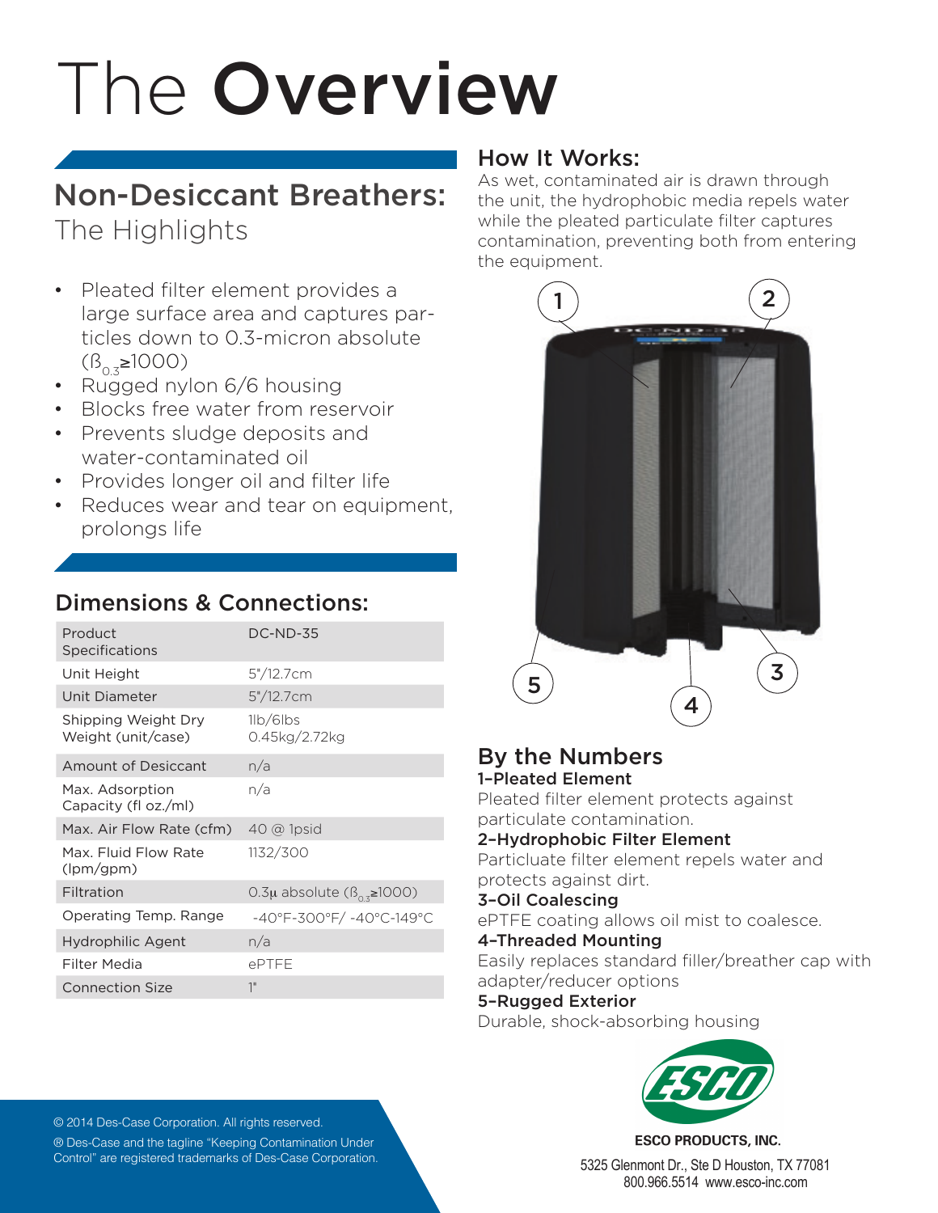# The **Overview**

## Non-Desiccant Breathers:

The Highlights

- Pleated filter element provides a large surface area and captures particles down to 0.3-micron absolute ($ß_{0.3}$≥1000)
- Rugged nylon 6/6 housing
- Blocks free water from reservoir
- Prevents sludge deposits and water-contaminated oil
- Provides longer oil and filter life
- Reduces wear and tear on equipment, prolongs life

## Dimensions & Connections:

| | |
|---|---|
| Product Specifications | DC-ND-35 |
| Unit Height | 5"/12.7cm |
| Unit Diameter | 5"/12.7cm |
| Shipping Weight Dry Weight (unit/case) | 1lb/6lbs 0.45kg/2.72kg |
| Amount of Desiccant | n/a |
| Max. Adsorption Capacity (fl oz./ml) | n/a |
| Max. Air Flow Rate (cfm) | 40 @ 1psid |
| Max. Fluid Flow Rate (lpm/gpm) | 1132/300 |
| Filtration | 0.3μ absolute ($ß_{0.3}$≥1000) |
| Operating Temp. Range | -40°F-300°F/ -40°C-149°C |
| Hydrophilic Agent | n/a |
| Filter Media | ePTFE |
| Connection Size | 1" |

## How It Works:

As wet, contaminated air is drawn through the unit, the hydrophobic media repels water while the pleated particulate filter captures contamination, preventing both from entering the equipment.

1
2
3
4
5

## By the Numbers

**1–Pleated Element**

Pleated filter element protects against particulate contamination.

**2–Hydrophobic Filter Element**

Particluate filter element repels water and protects against dirt.

**3–Oil Coalescing**

ePTFE coating allows oil mist to coalesce.

**4–Threaded Mounting**

Easily replaces standard filler/breather cap with adapter/reducer options

**5–Rugged Exterior**

Durable, shock-absorbing housing

© 2014 Des-Case Corporation. All rights reserved.

® Des-Case and the tagline "Keeping Contamination Under Control" are registered trademarks of Des-Case Corporation.

ESCO

**ESCO PRODUCTS, INC.**

5325 Glenmont Dr., Ste D Houston, TX 77081
800.966.5514 www.esco-inc.com